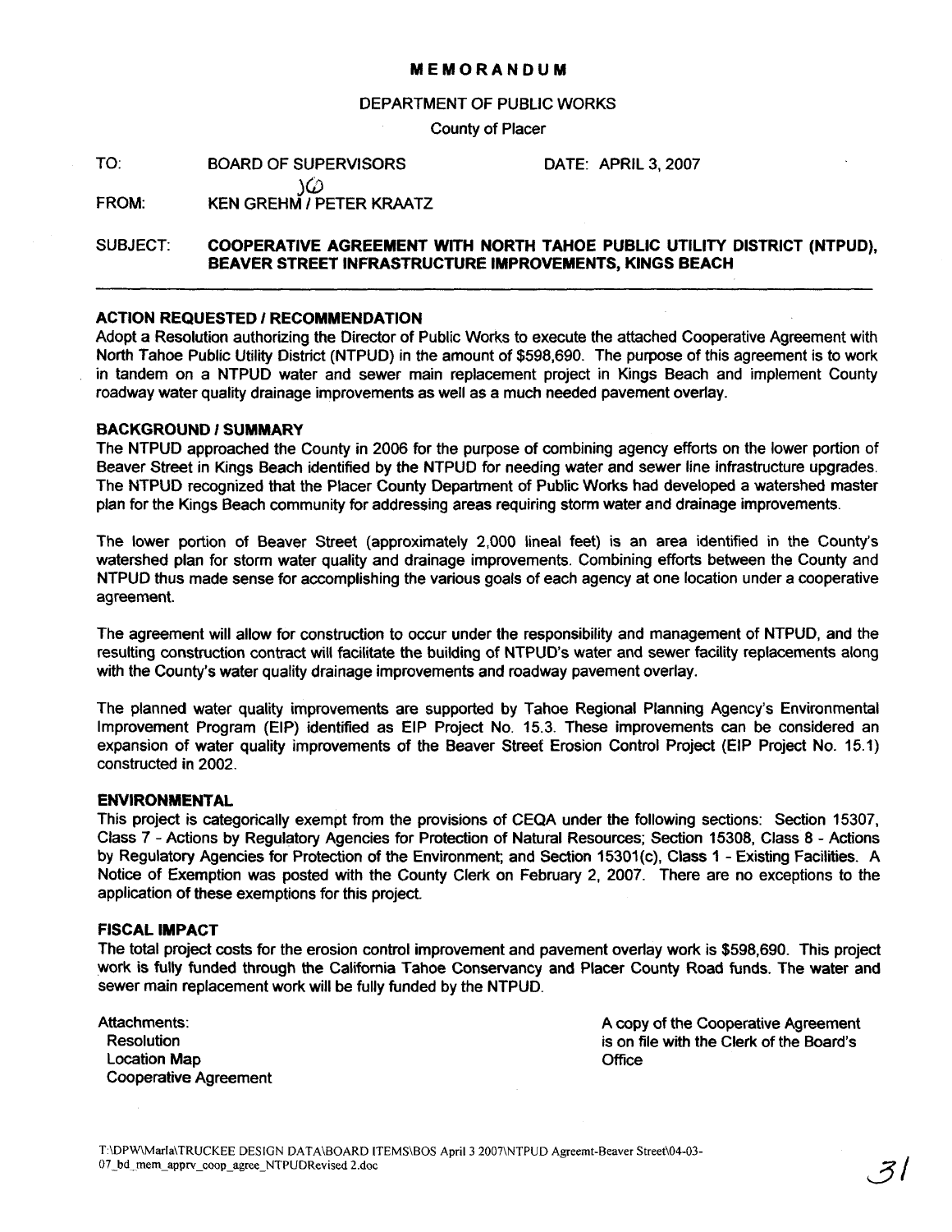# MEMORANDUM

DEPARTMENT OF PUBLIC WORKS

County of Placer

TO: BOARD OF SUPERVISORS DATE: APRIL 3, 2007

FROM: KEN GREHM / PETER KRAATZ

SUBJECT: **COOPERATIVE AGREEMENT WITH NORTH TAHOE PUBLIC UTILITY DISTRICT (NTPUD), BEAVER STREET INFRASTRUCTURE IMPROVEMENTS, KINGS BEACH**

---

## ACTION REQUESTED / RECOMMENDATION

Adopt a Resolution authorizing the Director of Public Works to execute the attached Cooperative Agreement with North Tahoe Public Utility District (NTPUD) in the amount of $598,690. The purpose of this agreement is to work in tandem on a NTPUD water and sewer main replacement project in Kings Beach and implement County roadway water quality drainage improvements as well as a much needed pavement overlay.

## BACKGROUND / SUMMARY

The NTPUD approached the County in 2006 for the purpose of combining agency efforts on the lower portion of Beaver Street in Kings Beach identified by the NTPUD for needing water and sewer line infrastructure upgrades. The NTPUD recognized that the Placer County Department of Public Works had developed a watershed master plan for the Kings Beach community for addressing areas requiring storm water and drainage improvements.

The lower portion of Beaver Street (approximately 2,000 lineal feet) is an area identified in the County's watershed plan for storm water quality and drainage improvements. Combining efforts between the County and NTPUD thus made sense for accomplishing the various goals of each agency at one location under a cooperative agreement.

The agreement will allow for construction to occur under the responsibility and management of NTPUD, and the resulting construction contract will facilitate the building of NTPUD's water and sewer facility replacements along with the County's water quality drainage improvements and roadway pavement overlay.

The planned water quality improvements are supported by Tahoe Regional Planning Agency's Environmental Improvement Program (EIP) identified as EIP Project No. 15.3. These improvements can be considered an expansion of water quality improvements of the Beaver Street Erosion Control Project (EIP Project No. 15.1) constructed in 2002.

## ENVIRONMENTAL

This project is categorically exempt from the provisions of CEQA under the following sections: Section 15307, Class 7 - Actions by Regulatory Agencies for Protection of Natural Resources; Section 15308, Class 8 - Actions by Regulatory Agencies for Protection of the Environment; and Section 15301(c), Class 1 - Existing Facilities. A Notice of Exemption was posted with the County Clerk on February 2, 2007. There are no exceptions to the application of these exemptions for this project.

## FISCAL IMPACT

The total project costs for the erosion control improvement and pavement overlay work is $598,690. This project work is fully funded through the California Tahoe Conservancy and Placer County Road funds. The water and sewer main replacement work will be fully funded by the NTPUD.

Attachments:
- Resolution
- Location Map
- Cooperative Agreement

A copy of the Cooperative Agreement is on file with the Clerk of the Board's Office

T:\DPW\Marla\TRUCKEE DESIGN DATA\BOARD ITEMS\BOS April 3 2007\NTPUD Agreemt-Beaver Street\04-03-07_bd_mem_apprv_coop_agree_NTPUDRevised 2.doc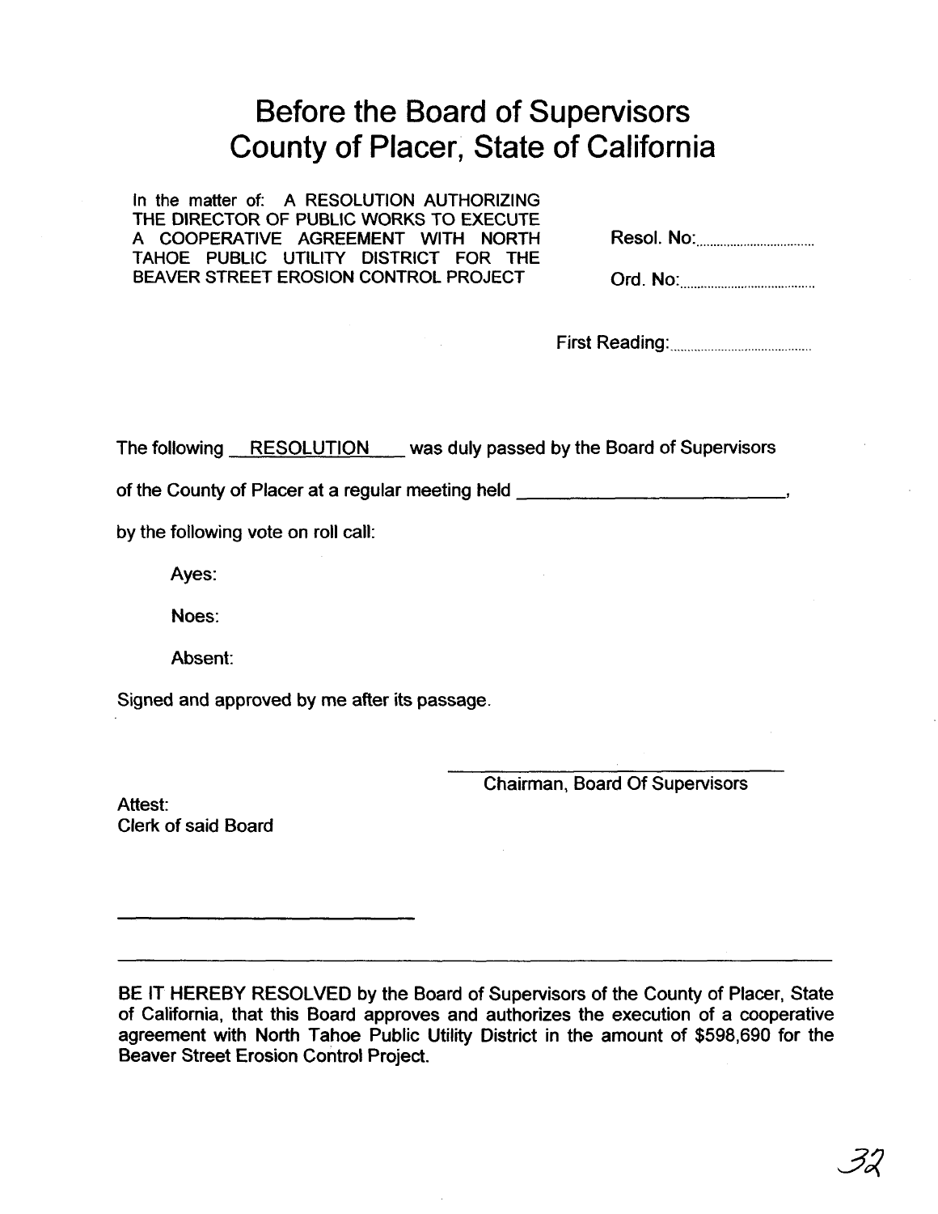# Before the Board of Supervisors County of Placer, State of California

In the matter of: A RESOLUTION AUTHORIZING THE DIRECTOR OF PUBLIC WORKS TO EXECUTE A COOPERATIVE AGREEMENT WITH NORTH TAHOE PUBLIC UTILITY DISTRICT FOR THE BEAVER STREET EROSION CONTROL PROJECT

Resol. No:..............................

Ord. No:..............................

First Reading:..............................

The following RESOLUTION was duly passed by the Board of Supervisors of the County of Placer at a regular meeting held ____________________,

by the following vote on roll call:

Ayes:

Noes:

Absent:

Signed and approved by me after its passage.

______________________________
Chairman, Board Of Supervisors

Attest:
Clerk of said Board

______________________________

---

BE IT HEREBY RESOLVED by the Board of Supervisors of the County of Placer, State of California, that this Board approves and authorizes the execution of a cooperative agreement with North Tahoe Public Utility District in the amount of $598,690 for the Beaver Street Erosion Control Project.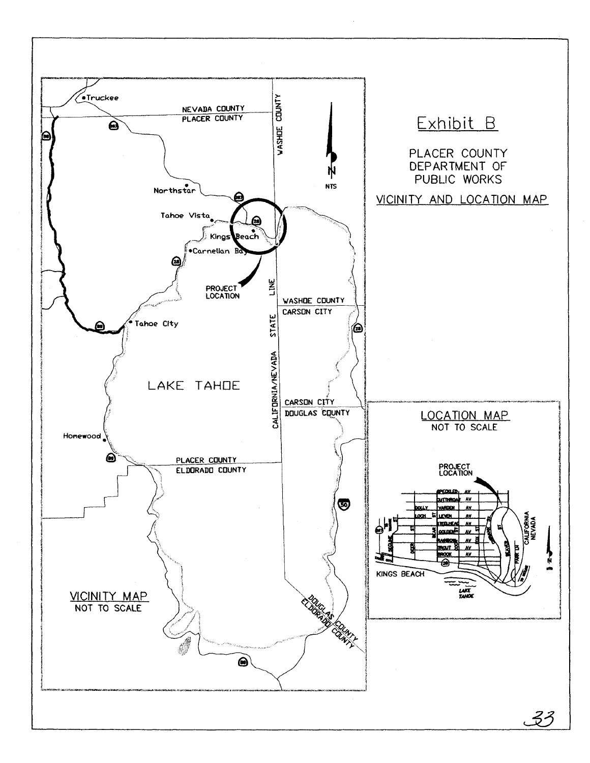# Exhibit B

PLACER COUNTY
DEPARTMENT OF
PUBLIC WORKS

VICINITY AND LOCATION MAP

Truckee

NEVADA COUNTY
PLACER COUNTY

WASHOE COUNTY

NTS

Northstar

Tahoe Vista

Kings Beach

Carnelian Bay

PROJECT LOCATION

WASHOE COUNTY
CARSON CITY

Tahoe City

CALIFORNIA/NEVADA STATE LINE

LAKE TAHOE

CARSON CITY
DOUGLAS COUNTY

Homewood

PLACER COUNTY
ELDORADO COUNTY

DOUGLAS COUNTY
ELDORADO COUNTY

VICINITY MAP
NOT TO SCALE

LOCATION MAP
NOT TO SCALE

PROJECT LOCATION

SPECKLED AV
CUTTHROAT AV
DOLLY VARDEN AV
LOCH LEVEN AV
STEELHEAD AV
GOLDEN AV
RAINBOW AV
TROUT AV
BROOK AV

SECLINE
DEER
BEAR
COON
FOX
CHIPMUNK ST
BEAVER
PARK LN

CALIFORNIA
NEVADA

KINGS BEACH

LAKE TAHOE